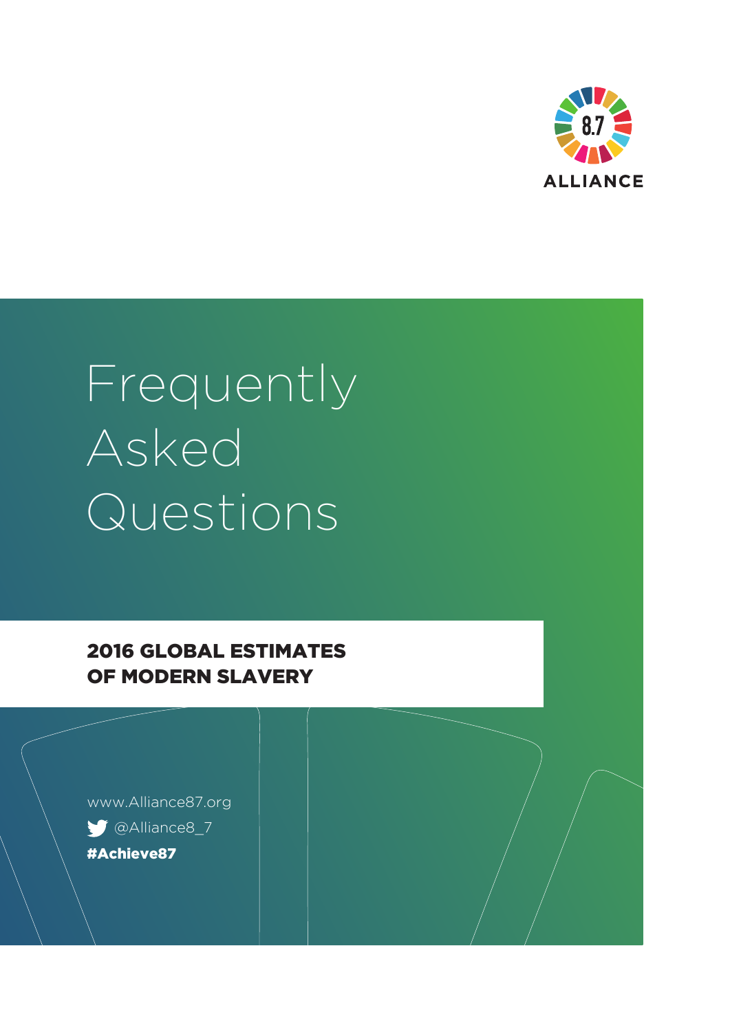8.7 ALLIANCE

# Frequently Asked Questions

## 2016 GLOBAL ESTIMATES OF MODERN SLAVERY

www.Alliance87.org

@Alliance8_7

**#Achieve87**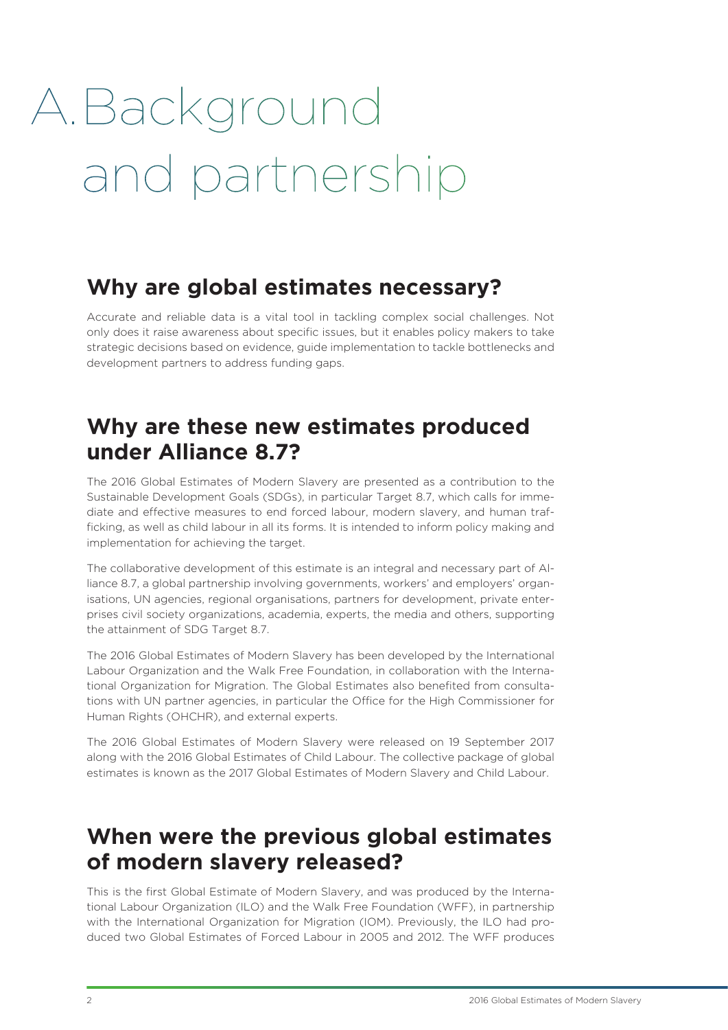# A. Background and partnership

## Why are global estimates necessary?

Accurate and reliable data is a vital tool in tackling complex social challenges. Not only does it raise awareness about specific issues, but it enables policy makers to take strategic decisions based on evidence, guide implementation to tackle bottlenecks and development partners to address funding gaps.

## Why are these new estimates produced under Alliance 8.7?

The 2016 Global Estimates of Modern Slavery are presented as a contribution to the Sustainable Development Goals (SDGs), in particular Target 8.7, which calls for immediate and effective measures to end forced labour, modern slavery, and human trafficking, as well as child labour in all its forms. It is intended to inform policy making and implementation for achieving the target.

The collaborative development of this estimate is an integral and necessary part of Alliance 8.7, a global partnership involving governments, workers' and employers' organisations, UN agencies, regional organisations, partners for development, private enterprises civil society organizations, academia, experts, the media and others, supporting the attainment of SDG Target 8.7.

The 2016 Global Estimates of Modern Slavery has been developed by the International Labour Organization and the Walk Free Foundation, in collaboration with the International Organization for Migration. The Global Estimates also benefited from consultations with UN partner agencies, in particular the Office for the High Commissioner for Human Rights (OHCHR), and external experts.

The 2016 Global Estimates of Modern Slavery were released on 19 September 2017 along with the 2016 Global Estimates of Child Labour. The collective package of global estimates is known as the 2017 Global Estimates of Modern Slavery and Child Labour.

## When were the previous global estimates of modern slavery released?

This is the first Global Estimate of Modern Slavery, and was produced by the International Labour Organization (ILO) and the Walk Free Foundation (WFF), in partnership with the International Organization for Migration (IOM). Previously, the ILO had produced two Global Estimates of Forced Labour in 2005 and 2012. The WFF produces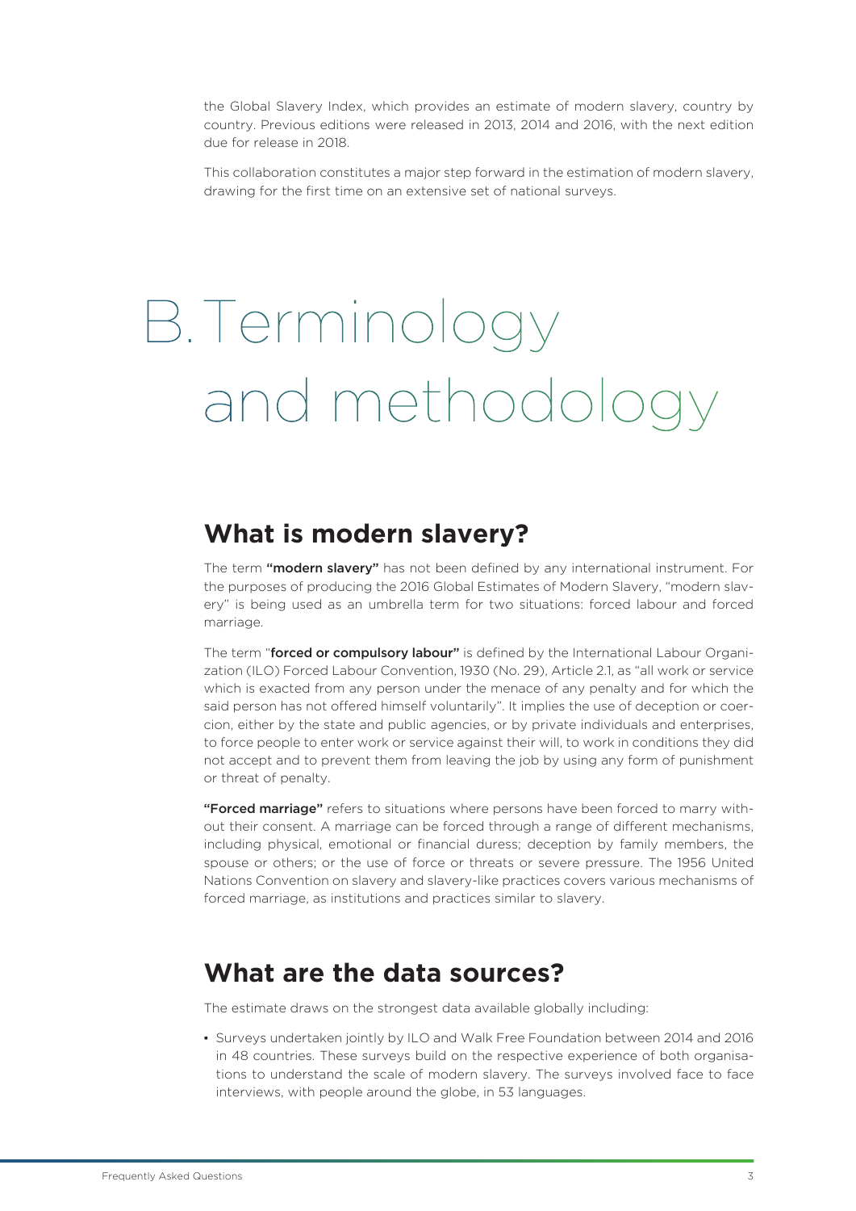the Global Slavery Index, which provides an estimate of modern slavery, country by country. Previous editions were released in 2013, 2014 and 2016, with the next edition due for release in 2018.

This collaboration constitutes a major step forward in the estimation of modern slavery, drawing for the first time on an extensive set of national surveys.

# B. Terminology and methodology

## What is modern slavery?

The term **"modern slavery"** has not been defined by any international instrument. For the purposes of producing the 2016 Global Estimates of Modern Slavery, "modern slavery" is being used as an umbrella term for two situations: forced labour and forced marriage.

The term "**forced or compulsory labour"** is defined by the International Labour Organization (ILO) Forced Labour Convention, 1930 (No. 29), Article 2.1, as "all work or service which is exacted from any person under the menace of any penalty and for which the said person has not offered himself voluntarily". It implies the use of deception or coercion, either by the state and public agencies, or by private individuals and enterprises, to force people to enter work or service against their will, to work in conditions they did not accept and to prevent them from leaving the job by using any form of punishment or threat of penalty.

**"Forced marriage"** refers to situations where persons have been forced to marry without their consent. A marriage can be forced through a range of different mechanisms, including physical, emotional or financial duress; deception by family members, the spouse or others; or the use of force or threats or severe pressure. The 1956 United Nations Convention on slavery and slavery-like practices covers various mechanisms of forced marriage, as institutions and practices similar to slavery.

## What are the data sources?

The estimate draws on the strongest data available globally including:

- Surveys undertaken jointly by ILO and Walk Free Foundation between 2014 and 2016 in 48 countries. These surveys build on the respective experience of both organisations to understand the scale of modern slavery. The surveys involved face to face interviews, with people around the globe, in 53 languages.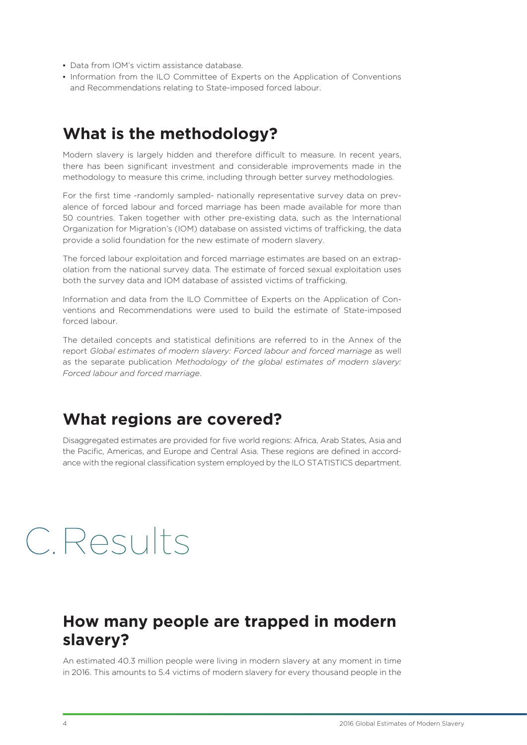- Data from IOM's victim assistance database.
- Information from the ILO Committee of Experts on the Application of Conventions and Recommendations relating to State-imposed forced labour.

## What is the methodology?

Modern slavery is largely hidden and therefore difficult to measure. In recent years, there has been significant investment and considerable improvements made in the methodology to measure this crime, including through better survey methodologies.

For the first time -randomly sampled- nationally representative survey data on prevalence of forced labour and forced marriage has been made available for more than 50 countries. Taken together with other pre-existing data, such as the International Organization for Migration's (IOM) database on assisted victims of trafficking, the data provide a solid foundation for the new estimate of modern slavery.

The forced labour exploitation and forced marriage estimates are based on an extrapolation from the national survey data. The estimate of forced sexual exploitation uses both the survey data and IOM database of assisted victims of trafficking.

Information and data from the ILO Committee of Experts on the Application of Conventions and Recommendations were used to build the estimate of State-imposed forced labour.

The detailed concepts and statistical definitions are referred to in the Annex of the report *Global estimates of modern slavery: Forced labour and forced marriage* as well as the separate publication *Methodology of the global estimates of modern slavery: Forced labour and forced marriage*.

## What regions are covered?

Disaggregated estimates are provided for five world regions: Africa, Arab States, Asia and the Pacific, Americas, and Europe and Central Asia. These regions are defined in accordance with the regional classification system employed by the ILO STATISTICS department.

# C. Results

## How many people are trapped in modern slavery?

An estimated 40.3 million people were living in modern slavery at any moment in time in 2016. This amounts to 5.4 victims of modern slavery for every thousand people in the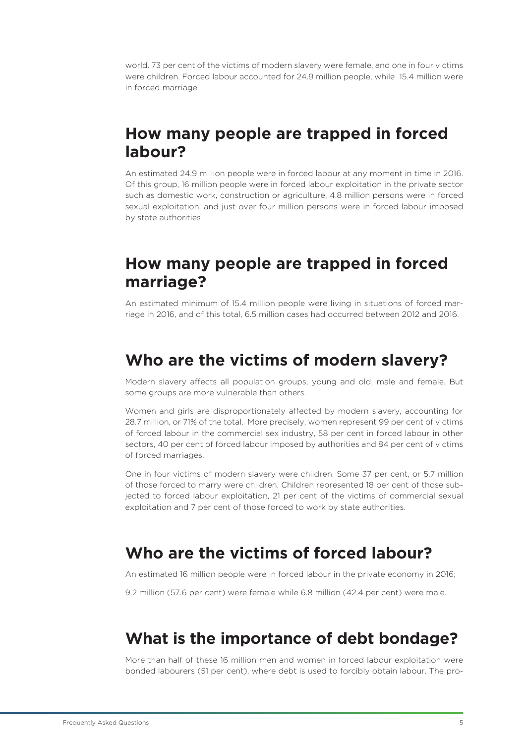world. 73 per cent of the victims of modern slavery were female, and one in four victims were children. Forced labour accounted for 24.9 million people, while 15.4 million were in forced marriage.

## How many people are trapped in forced labour?

An estimated 24.9 million people were in forced labour at any moment in time in 2016. Of this group, 16 million people were in forced labour exploitation in the private sector such as domestic work, construction or agriculture, 4.8 million persons were in forced sexual exploitation, and just over four million persons were in forced labour imposed by state authorities

## How many people are trapped in forced marriage?

An estimated minimum of 15.4 million people were living in situations of forced marriage in 2016, and of this total, 6.5 million cases had occurred between 2012 and 2016.

## Who are the victims of modern slavery?

Modern slavery affects all population groups, young and old, male and female. But some groups are more vulnerable than others.

Women and girls are disproportionately affected by modern slavery, accounting for 28.7 million, or 71% of the total. More precisely, women represent 99 per cent of victims of forced labour in the commercial sex industry, 58 per cent in forced labour in other sectors, 40 per cent of forced labour imposed by authorities and 84 per cent of victims of forced marriages.

One in four victims of modern slavery were children. Some 37 per cent, or 5.7 million of those forced to marry were children. Children represented 18 per cent of those subjected to forced labour exploitation, 21 per cent of the victims of commercial sexual exploitation and 7 per cent of those forced to work by state authorities.

## Who are the victims of forced labour?

An estimated 16 million people were in forced labour in the private economy in 2016;

9.2 million (57.6 per cent) were female while 6.8 million (42.4 per cent) were male.

## What is the importance of debt bondage?

More than half of these 16 million men and women in forced labour exploitation were bonded labourers (51 per cent), where debt is used to forcibly obtain labour. The pro-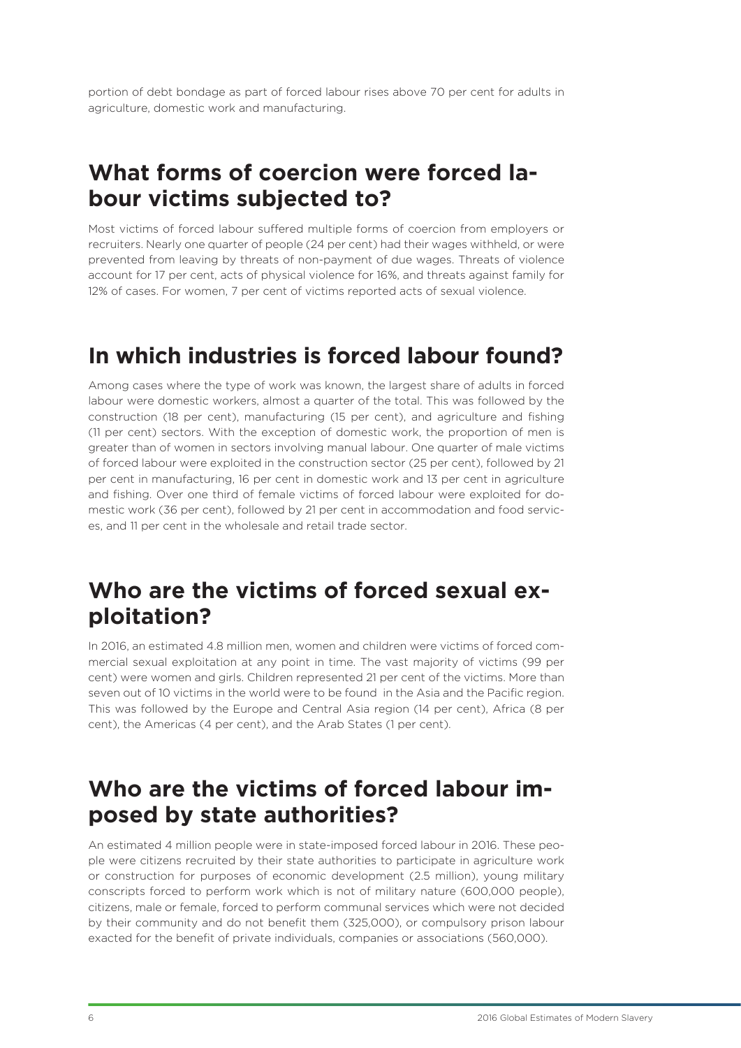portion of debt bondage as part of forced labour rises above 70 per cent for adults in agriculture, domestic work and manufacturing.

## What forms of coercion were forced labour victims subjected to?

Most victims of forced labour suffered multiple forms of coercion from employers or recruiters. Nearly one quarter of people (24 per cent) had their wages withheld, or were prevented from leaving by threats of non-payment of due wages. Threats of violence account for 17 per cent, acts of physical violence for 16%, and threats against family for 12% of cases. For women, 7 per cent of victims reported acts of sexual violence.

## In which industries is forced labour found?

Among cases where the type of work was known, the largest share of adults in forced labour were domestic workers, almost a quarter of the total. This was followed by the construction (18 per cent), manufacturing (15 per cent), and agriculture and fishing (11 per cent) sectors. With the exception of domestic work, the proportion of men is greater than of women in sectors involving manual labour. One quarter of male victims of forced labour were exploited in the construction sector (25 per cent), followed by 21 per cent in manufacturing, 16 per cent in domestic work and 13 per cent in agriculture and fishing. Over one third of female victims of forced labour were exploited for domestic work (36 per cent), followed by 21 per cent in accommodation and food services, and 11 per cent in the wholesale and retail trade sector.

## Who are the victims of forced sexual exploitation?

In 2016, an estimated 4.8 million men, women and children were victims of forced commercial sexual exploitation at any point in time. The vast majority of victims (99 per cent) were women and girls. Children represented 21 per cent of the victims. More than seven out of 10 victims in the world were to be found in the Asia and the Pacific region. This was followed by the Europe and Central Asia region (14 per cent), Africa (8 per cent), the Americas (4 per cent), and the Arab States (1 per cent).

## Who are the victims of forced labour imposed by state authorities?

An estimated 4 million people were in state-imposed forced labour in 2016. These people were citizens recruited by their state authorities to participate in agriculture work or construction for purposes of economic development (2.5 million), young military conscripts forced to perform work which is not of military nature (600,000 people), citizens, male or female, forced to perform communal services which were not decided by their community and do not benefit them (325,000), or compulsory prison labour exacted for the benefit of private individuals, companies or associations (560,000).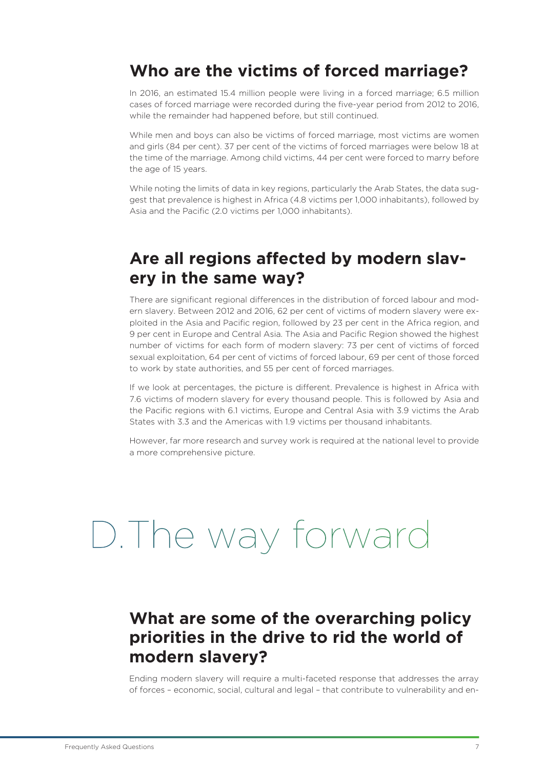## Who are the victims of forced marriage?

In 2016, an estimated 15.4 million people were living in a forced marriage; 6.5 million cases of forced marriage were recorded during the five-year period from 2012 to 2016, while the remainder had happened before, but still continued.

While men and boys can also be victims of forced marriage, most victims are women and girls (84 per cent). 37 per cent of the victims of forced marriages were below 18 at the time of the marriage. Among child victims, 44 per cent were forced to marry before the age of 15 years.

While noting the limits of data in key regions, particularly the Arab States, the data suggest that prevalence is highest in Africa (4.8 victims per 1,000 inhabitants), followed by Asia and the Pacific (2.0 victims per 1,000 inhabitants).

## Are all regions affected by modern slavery in the same way?

There are significant regional differences in the distribution of forced labour and modern slavery. Between 2012 and 2016, 62 per cent of victims of modern slavery were exploited in the Asia and Pacific region, followed by 23 per cent in the Africa region, and 9 per cent in Europe and Central Asia. The Asia and Pacific Region showed the highest number of victims for each form of modern slavery: 73 per cent of victims of forced sexual exploitation, 64 per cent of victims of forced labour, 69 per cent of those forced to work by state authorities, and 55 per cent of forced marriages.

If we look at percentages, the picture is different. Prevalence is highest in Africa with 7.6 victims of modern slavery for every thousand people. This is followed by Asia and the Pacific regions with 6.1 victims, Europe and Central Asia with 3.9 victims the Arab States with 3.3 and the Americas with 1.9 victims per thousand inhabitants.

However, far more research and survey work is required at the national level to provide a more comprehensive picture.

# D. The way forward

## What are some of the overarching policy priorities in the drive to rid the world of modern slavery?

Ending modern slavery will require a multi-faceted response that addresses the array of forces – economic, social, cultural and legal – that contribute to vulnerability and en-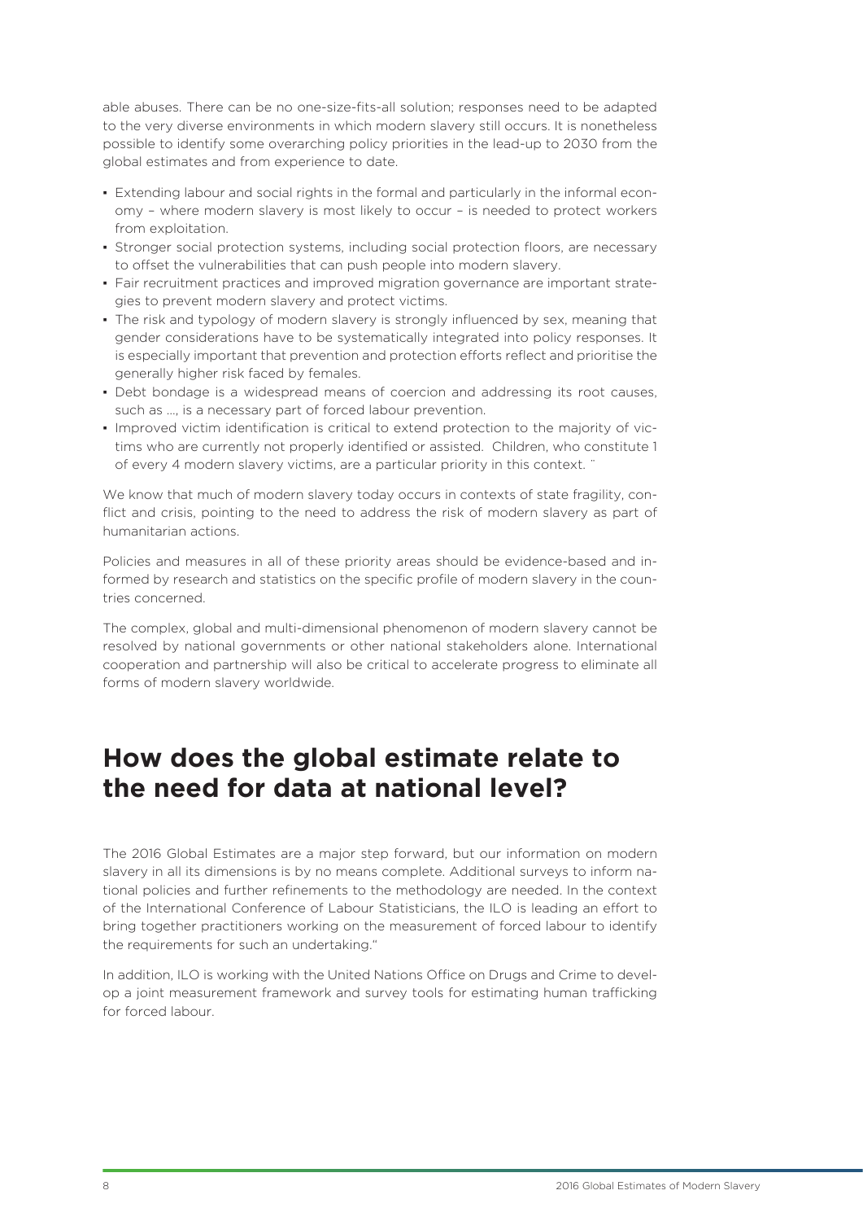able abuses. There can be no one-size-fits-all solution; responses need to be adapted to the very diverse environments in which modern slavery still occurs. It is nonetheless possible to identify some overarching policy priorities in the lead-up to 2030 from the global estimates and from experience to date.

- Extending labour and social rights in the formal and particularly in the informal economy – where modern slavery is most likely to occur – is needed to protect workers from exploitation.
- Stronger social protection systems, including social protection floors, are necessary to offset the vulnerabilities that can push people into modern slavery.
- Fair recruitment practices and improved migration governance are important strategies to prevent modern slavery and protect victims.
- The risk and typology of modern slavery is strongly influenced by sex, meaning that gender considerations have to be systematically integrated into policy responses. It is especially important that prevention and protection efforts reflect and prioritise the generally higher risk faced by females.
- Debt bondage is a widespread means of coercion and addressing its root causes, such as ..., is a necessary part of forced labour prevention.
- Improved victim identification is critical to extend protection to the majority of victims who are currently not properly identified or assisted. Children, who constitute 1 of every 4 modern slavery victims, are a particular priority in this context. ¨

We know that much of modern slavery today occurs in contexts of state fragility, conflict and crisis, pointing to the need to address the risk of modern slavery as part of humanitarian actions.

Policies and measures in all of these priority areas should be evidence-based and informed by research and statistics on the specific profile of modern slavery in the countries concerned.

The complex, global and multi-dimensional phenomenon of modern slavery cannot be resolved by national governments or other national stakeholders alone. International cooperation and partnership will also be critical to accelerate progress to eliminate all forms of modern slavery worldwide.

## How does the global estimate relate to the need for data at national level?

The 2016 Global Estimates are a major step forward, but our information on modern slavery in all its dimensions is by no means complete. Additional surveys to inform national policies and further refinements to the methodology are needed. In the context of the International Conference of Labour Statisticians, the ILO is leading an effort to bring together practitioners working on the measurement of forced labour to identify the requirements for such an undertaking.“

In addition, ILO is working with the United Nations Office on Drugs and Crime to develop a joint measurement framework and survey tools for estimating human trafficking for forced labour.